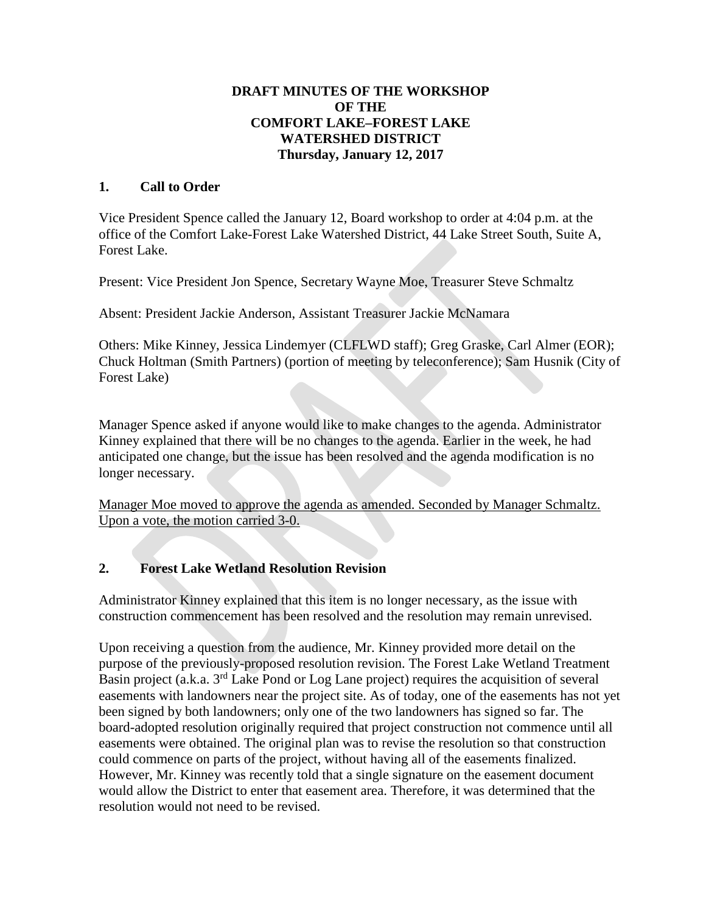# DRAFT MINUTES OF THE WORKSHOP OF THE COMFORT LAKE–FOREST LAKE WATERSHED DISTRICT

**Thursday, January 12, 2017**

## 1. Call to Order

Vice President Spence called the January 12, Board workshop to order at 4:04 p.m. at the office of the Comfort Lake-Forest Lake Watershed District, 44 Lake Street South, Suite A, Forest Lake.

Present: Vice President Jon Spence, Secretary Wayne Moe, Treasurer Steve Schmaltz

Absent: President Jackie Anderson, Assistant Treasurer Jackie McNamara

Others: Mike Kinney, Jessica Lindemyer (CLFLWD staff); Greg Graske, Carl Almer (EOR); Chuck Holtman (Smith Partners) (portion of meeting by teleconference); Sam Husnik (City of Forest Lake)

Manager Spence asked if anyone would like to make changes to the agenda. Administrator Kinney explained that there will be no changes to the agenda. Earlier in the week, he had anticipated one change, but the issue has been resolved and the agenda modification is no longer necessary.

Manager Moe moved to approve the agenda as amended. Seconded by Manager Schmaltz. Upon a vote, the motion carried 3-0.

## 2. Forest Lake Wetland Resolution Revision

Administrator Kinney explained that this item is no longer necessary, as the issue with construction commencement has been resolved and the resolution may remain unrevised.

Upon receiving a question from the audience, Mr. Kinney provided more detail on the purpose of the previously-proposed resolution revision. The Forest Lake Wetland Treatment Basin project (a.k.a. 3rd Lake Pond or Log Lane project) requires the acquisition of several easements with landowners near the project site. As of today, one of the easements has not yet been signed by both landowners; only one of the two landowners has signed so far. The board-adopted resolution originally required that project construction not commence until all easements were obtained. The original plan was to revise the resolution so that construction could commence on parts of the project, without having all of the easements finalized. However, Mr. Kinney was recently told that a single signature on the easement document would allow the District to enter that easement area. Therefore, it was determined that the resolution would not need to be revised.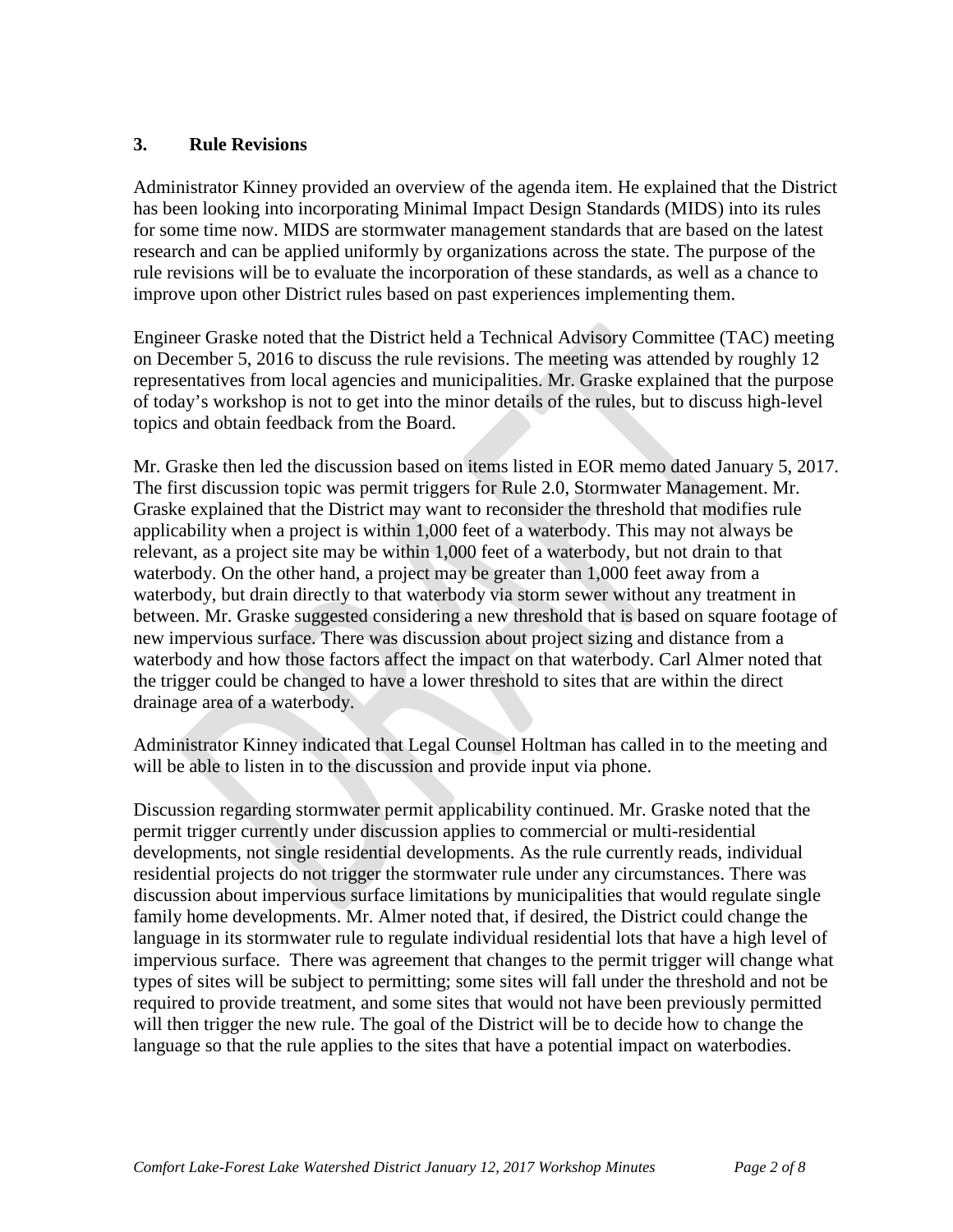### 3. Rule Revisions

Administrator Kinney provided an overview of the agenda item. He explained that the District has been looking into incorporating Minimal Impact Design Standards (MIDS) into its rules for some time now. MIDS are stormwater management standards that are based on the latest research and can be applied uniformly by organizations across the state. The purpose of the rule revisions will be to evaluate the incorporation of these standards, as well as a chance to improve upon other District rules based on past experiences implementing them.

Engineer Graske noted that the District held a Technical Advisory Committee (TAC) meeting on December 5, 2016 to discuss the rule revisions. The meeting was attended by roughly 12 representatives from local agencies and municipalities. Mr. Graske explained that the purpose of today's workshop is not to get into the minor details of the rules, but to discuss high-level topics and obtain feedback from the Board.

Mr. Graske then led the discussion based on items listed in EOR memo dated January 5, 2017. The first discussion topic was permit triggers for Rule 2.0, Stormwater Management. Mr. Graske explained that the District may want to reconsider the threshold that modifies rule applicability when a project is within 1,000 feet of a waterbody. This may not always be relevant, as a project site may be within 1,000 feet of a waterbody, but not drain to that waterbody. On the other hand, a project may be greater than 1,000 feet away from a waterbody, but drain directly to that waterbody via storm sewer without any treatment in between. Mr. Graske suggested considering a new threshold that is based on square footage of new impervious surface. There was discussion about project sizing and distance from a waterbody and how those factors affect the impact on that waterbody. Carl Almer noted that the trigger could be changed to have a lower threshold to sites that are within the direct drainage area of a waterbody.

Administrator Kinney indicated that Legal Counsel Holtman has called in to the meeting and will be able to listen in to the discussion and provide input via phone.

Discussion regarding stormwater permit applicability continued. Mr. Graske noted that the permit trigger currently under discussion applies to commercial or multi-residential developments, not single residential developments. As the rule currently reads, individual residential projects do not trigger the stormwater rule under any circumstances. There was discussion about impervious surface limitations by municipalities that would regulate single family home developments. Mr. Almer noted that, if desired, the District could change the language in its stormwater rule to regulate individual residential lots that have a high level of impervious surface. There was agreement that changes to the permit trigger will change what types of sites will be subject to permitting; some sites will fall under the threshold and not be required to provide treatment, and some sites that would not have been previously permitted will then trigger the new rule. The goal of the District will be to decide how to change the language so that the rule applies to the sites that have a potential impact on waterbodies.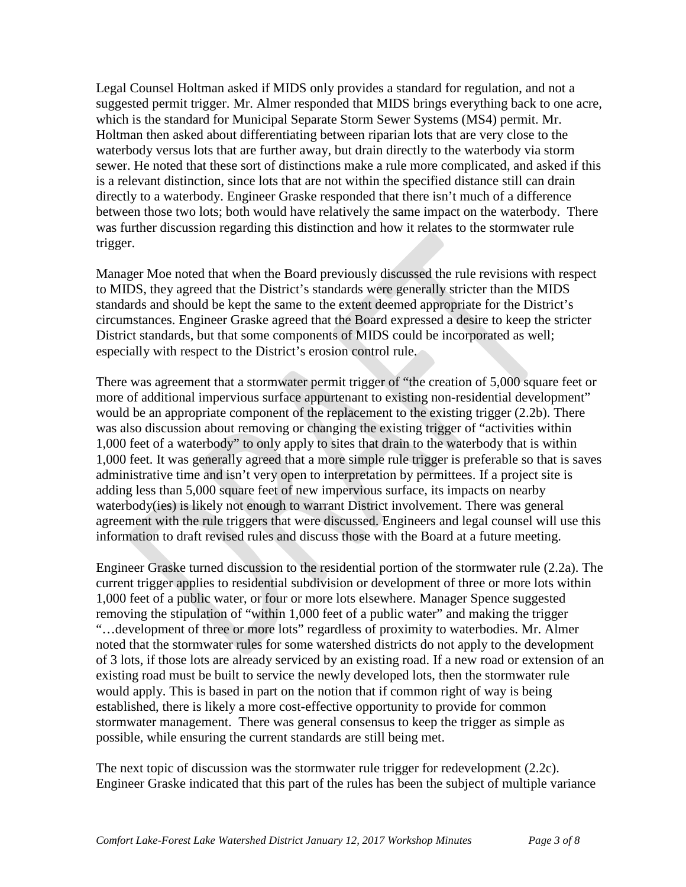Legal Counsel Holtman asked if MIDS only provides a standard for regulation, and not a suggested permit trigger. Mr. Almer responded that MIDS brings everything back to one acre, which is the standard for Municipal Separate Storm Sewer Systems (MS4) permit. Mr. Holtman then asked about differentiating between riparian lots that are very close to the waterbody versus lots that are further away, but drain directly to the waterbody via storm sewer. He noted that these sort of distinctions make a rule more complicated, and asked if this is a relevant distinction, since lots that are not within the specified distance still can drain directly to a waterbody. Engineer Graske responded that there isn't much of a difference between those two lots; both would have relatively the same impact on the waterbody. There was further discussion regarding this distinction and how it relates to the stormwater rule trigger.

Manager Moe noted that when the Board previously discussed the rule revisions with respect to MIDS, they agreed that the District's standards were generally stricter than the MIDS standards and should be kept the same to the extent deemed appropriate for the District's circumstances. Engineer Graske agreed that the Board expressed a desire to keep the stricter District standards, but that some components of MIDS could be incorporated as well; especially with respect to the District's erosion control rule.

There was agreement that a stormwater permit trigger of "the creation of 5,000 square feet or more of additional impervious surface appurtenant to existing non-residential development" would be an appropriate component of the replacement to the existing trigger (2.2b). There was also discussion about removing or changing the existing trigger of "activities within 1,000 feet of a waterbody" to only apply to sites that drain to the waterbody that is within 1,000 feet. It was generally agreed that a more simple rule trigger is preferable so that is saves administrative time and isn't very open to interpretation by permittees. If a project site is adding less than 5,000 square feet of new impervious surface, its impacts on nearby waterbody(ies) is likely not enough to warrant District involvement. There was general agreement with the rule triggers that were discussed. Engineers and legal counsel will use this information to draft revised rules and discuss those with the Board at a future meeting.

Engineer Graske turned discussion to the residential portion of the stormwater rule (2.2a). The current trigger applies to residential subdivision or development of three or more lots within 1,000 feet of a public water, or four or more lots elsewhere. Manager Spence suggested removing the stipulation of "within 1,000 feet of a public water" and making the trigger "…development of three or more lots" regardless of proximity to waterbodies. Mr. Almer noted that the stormwater rules for some watershed districts do not apply to the development of 3 lots, if those lots are already serviced by an existing road. If a new road or extension of an existing road must be built to service the newly developed lots, then the stormwater rule would apply. This is based in part on the notion that if common right of way is being established, there is likely a more cost-effective opportunity to provide for common stormwater management. There was general consensus to keep the trigger as simple as possible, while ensuring the current standards are still being met.

The next topic of discussion was the stormwater rule trigger for redevelopment (2.2c). Engineer Graske indicated that this part of the rules has been the subject of multiple variance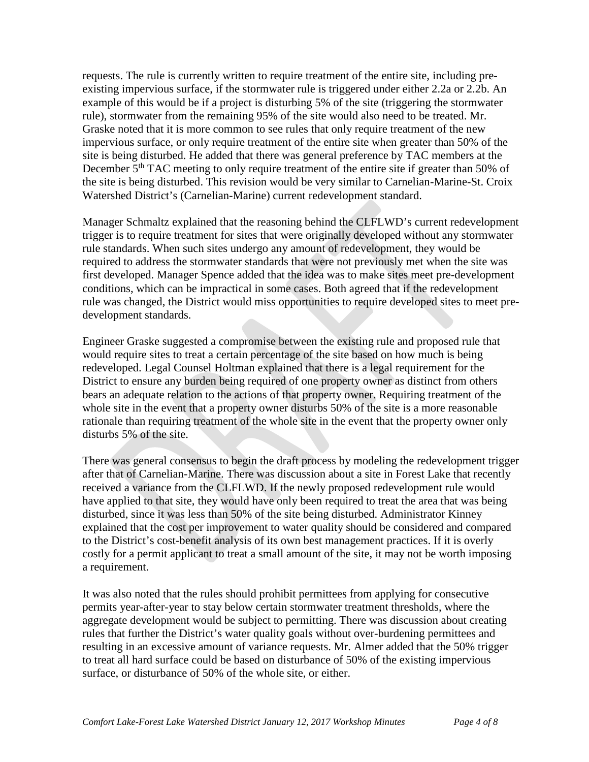requests. The rule is currently written to require treatment of the entire site, including pre-existing impervious surface, if the stormwater rule is triggered under either 2.2a or 2.2b. An example of this would be if a project is disturbing 5% of the site (triggering the stormwater rule), stormwater from the remaining 95% of the site would also need to be treated. Mr. Graske noted that it is more common to see rules that only require treatment of the new impervious surface, or only require treatment of the entire site when greater than 50% of the site is being disturbed. He added that there was general preference by TAC members at the December 5th TAC meeting to only require treatment of the entire site if greater than 50% of the site is being disturbed. This revision would be very similar to Carnelian-Marine-St. Croix Watershed District's (Carnelian-Marine) current redevelopment standard.

Manager Schmaltz explained that the reasoning behind the CLFLWD's current redevelopment trigger is to require treatment for sites that were originally developed without any stormwater rule standards. When such sites undergo any amount of redevelopment, they would be required to address the stormwater standards that were not previously met when the site was first developed. Manager Spence added that the idea was to make sites meet pre-development conditions, which can be impractical in some cases. Both agreed that if the redevelopment rule was changed, the District would miss opportunities to require developed sites to meet pre-development standards.

Engineer Graske suggested a compromise between the existing rule and proposed rule that would require sites to treat a certain percentage of the site based on how much is being redeveloped. Legal Counsel Holtman explained that there is a legal requirement for the District to ensure any burden being required of one property owner as distinct from others bears an adequate relation to the actions of that property owner. Requiring treatment of the whole site in the event that a property owner disturbs 50% of the site is a more reasonable rationale than requiring treatment of the whole site in the event that the property owner only disturbs 5% of the site.

There was general consensus to begin the draft process by modeling the redevelopment trigger after that of Carnelian-Marine. There was discussion about a site in Forest Lake that recently received a variance from the CLFLWD. If the newly proposed redevelopment rule would have applied to that site, they would have only been required to treat the area that was being disturbed, since it was less than 50% of the site being disturbed. Administrator Kinney explained that the cost per improvement to water quality should be considered and compared to the District's cost-benefit analysis of its own best management practices. If it is overly costly for a permit applicant to treat a small amount of the site, it may not be worth imposing a requirement.

It was also noted that the rules should prohibit permittees from applying for consecutive permits year-after-year to stay below certain stormwater treatment thresholds, where the aggregate development would be subject to permitting. There was discussion about creating rules that further the District's water quality goals without over-burdening permittees and resulting in an excessive amount of variance requests. Mr. Almer added that the 50% trigger to treat all hard surface could be based on disturbance of 50% of the existing impervious surface, or disturbance of 50% of the whole site, or either.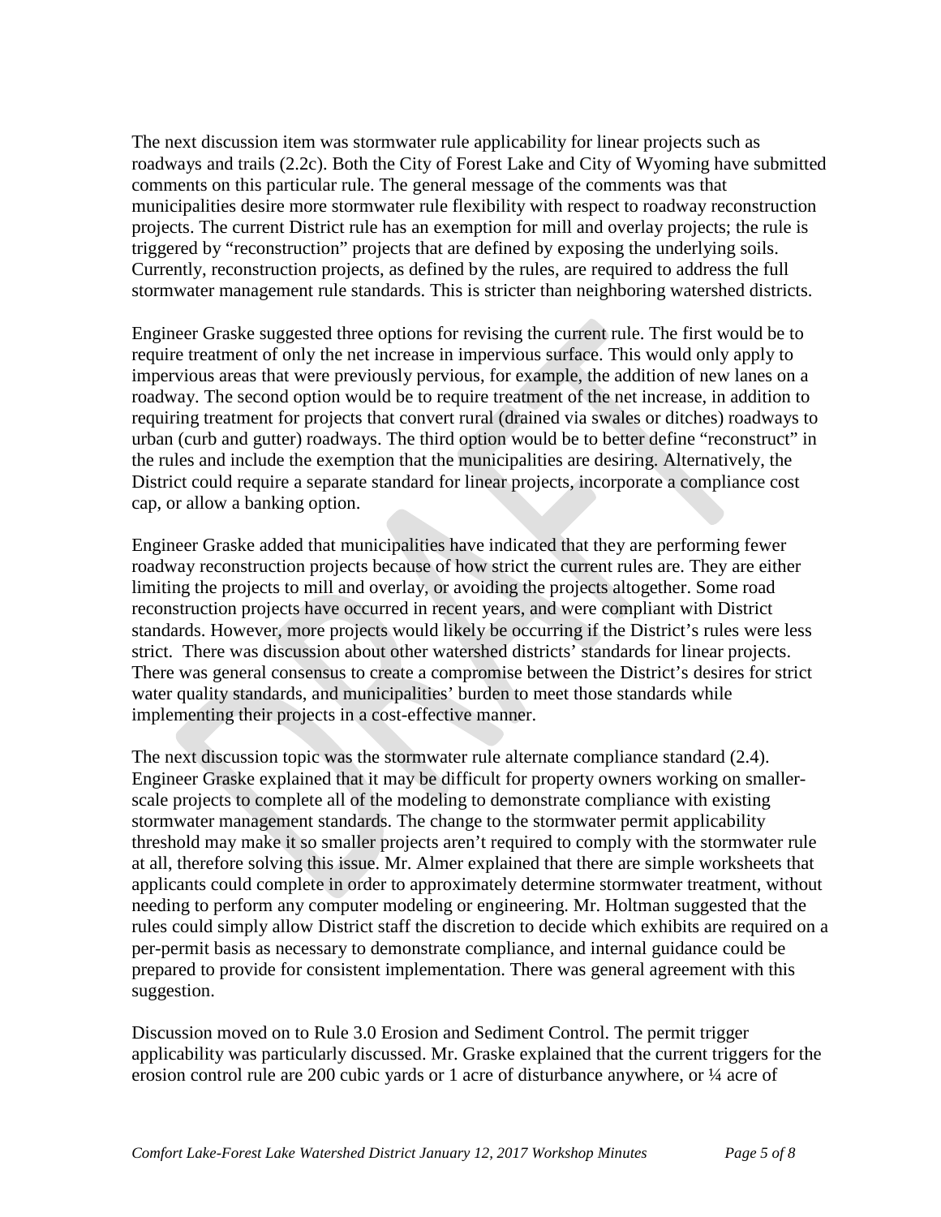The next discussion item was stormwater rule applicability for linear projects such as roadways and trails (2.2c). Both the City of Forest Lake and City of Wyoming have submitted comments on this particular rule. The general message of the comments was that municipalities desire more stormwater rule flexibility with respect to roadway reconstruction projects. The current District rule has an exemption for mill and overlay projects; the rule is triggered by "reconstruction" projects that are defined by exposing the underlying soils. Currently, reconstruction projects, as defined by the rules, are required to address the full stormwater management rule standards. This is stricter than neighboring watershed districts.

Engineer Graske suggested three options for revising the current rule. The first would be to require treatment of only the net increase in impervious surface. This would only apply to impervious areas that were previously pervious, for example, the addition of new lanes on a roadway. The second option would be to require treatment of the net increase, in addition to requiring treatment for projects that convert rural (drained via swales or ditches) roadways to urban (curb and gutter) roadways. The third option would be to better define "reconstruct" in the rules and include the exemption that the municipalities are desiring. Alternatively, the District could require a separate standard for linear projects, incorporate a compliance cost cap, or allow a banking option.

Engineer Graske added that municipalities have indicated that they are performing fewer roadway reconstruction projects because of how strict the current rules are. They are either limiting the projects to mill and overlay, or avoiding the projects altogether. Some road reconstruction projects have occurred in recent years, and were compliant with District standards. However, more projects would likely be occurring if the District's rules were less strict. There was discussion about other watershed districts' standards for linear projects. There was general consensus to create a compromise between the District's desires for strict water quality standards, and municipalities' burden to meet those standards while implementing their projects in a cost-effective manner.

The next discussion topic was the stormwater rule alternate compliance standard (2.4). Engineer Graske explained that it may be difficult for property owners working on smaller-scale projects to complete all of the modeling to demonstrate compliance with existing stormwater management standards. The change to the stormwater permit applicability threshold may make it so smaller projects aren't required to comply with the stormwater rule at all, therefore solving this issue. Mr. Almer explained that there are simple worksheets that applicants could complete in order to approximately determine stormwater treatment, without needing to perform any computer modeling or engineering. Mr. Holtman suggested that the rules could simply allow District staff the discretion to decide which exhibits are required on a per-permit basis as necessary to demonstrate compliance, and internal guidance could be prepared to provide for consistent implementation. There was general agreement with this suggestion.

Discussion moved on to Rule 3.0 Erosion and Sediment Control. The permit trigger applicability was particularly discussed. Mr. Graske explained that the current triggers for the erosion control rule are 200 cubic yards or 1 acre of disturbance anywhere, or ¼ acre of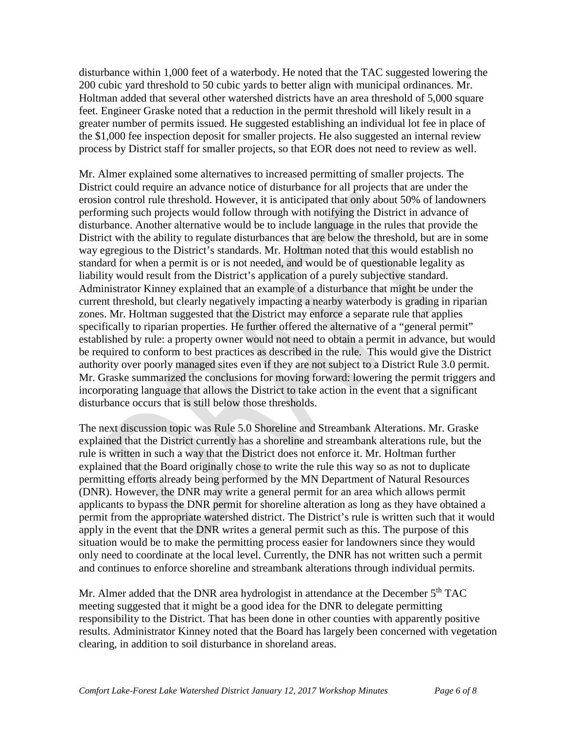disturbance within 1,000 feet of a waterbody. He noted that the TAC suggested lowering the 200 cubic yard threshold to 50 cubic yards to better align with municipal ordinances. Mr. Holtman added that several other watershed districts have an area threshold of 5,000 square feet. Engineer Graske noted that a reduction in the permit threshold will likely result in a greater number of permits issued. He suggested establishing an individual lot fee in place of the $1,000 fee inspection deposit for smaller projects. He also suggested an internal review process by District staff for smaller projects, so that EOR does not need to review as well.

Mr. Almer explained some alternatives to increased permitting of smaller projects. The District could require an advance notice of disturbance for all projects that are under the erosion control rule threshold. However, it is anticipated that only about 50% of landowners performing such projects would follow through with notifying the District in advance of disturbance. Another alternative would be to include language in the rules that provide the District with the ability to regulate disturbances that are below the threshold, but are in some way egregious to the District's standards. Mr. Holtman noted that this would establish no standard for when a permit is or is not needed, and would be of questionable legality as liability would result from the District's application of a purely subjective standard. Administrator Kinney explained that an example of a disturbance that might be under the current threshold, but clearly negatively impacting a nearby waterbody is grading in riparian zones. Mr. Holtman suggested that the District may enforce a separate rule that applies specifically to riparian properties. He further offered the alternative of a "general permit" established by rule: a property owner would not need to obtain a permit in advance, but would be required to conform to best practices as described in the rule. This would give the District authority over poorly managed sites even if they are not subject to a District Rule 3.0 permit. Mr. Graske summarized the conclusions for moving forward: lowering the permit triggers and incorporating language that allows the District to take action in the event that a significant disturbance occurs that is still below those thresholds.

The next discussion topic was Rule 5.0 Shoreline and Streambank Alterations. Mr. Graske explained that the District currently has a shoreline and streambank alterations rule, but the rule is written in such a way that the District does not enforce it. Mr. Holtman further explained that the Board originally chose to write the rule this way so as not to duplicate permitting efforts already being performed by the MN Department of Natural Resources (DNR). However, the DNR may write a general permit for an area which allows permit applicants to bypass the DNR permit for shoreline alteration as long as they have obtained a permit from the appropriate watershed district. The District's rule is written such that it would apply in the event that the DNR writes a general permit such as this. The purpose of this situation would be to make the permitting process easier for landowners since they would only need to coordinate at the local level. Currently, the DNR has not written such a permit and continues to enforce shoreline and streambank alterations through individual permits.

Mr. Almer added that the DNR area hydrologist in attendance at the December 5th TAC meeting suggested that it might be a good idea for the DNR to delegate permitting responsibility to the District. That has been done in other counties with apparently positive results. Administrator Kinney noted that the Board has largely been concerned with vegetation clearing, in addition to soil disturbance in shoreland areas.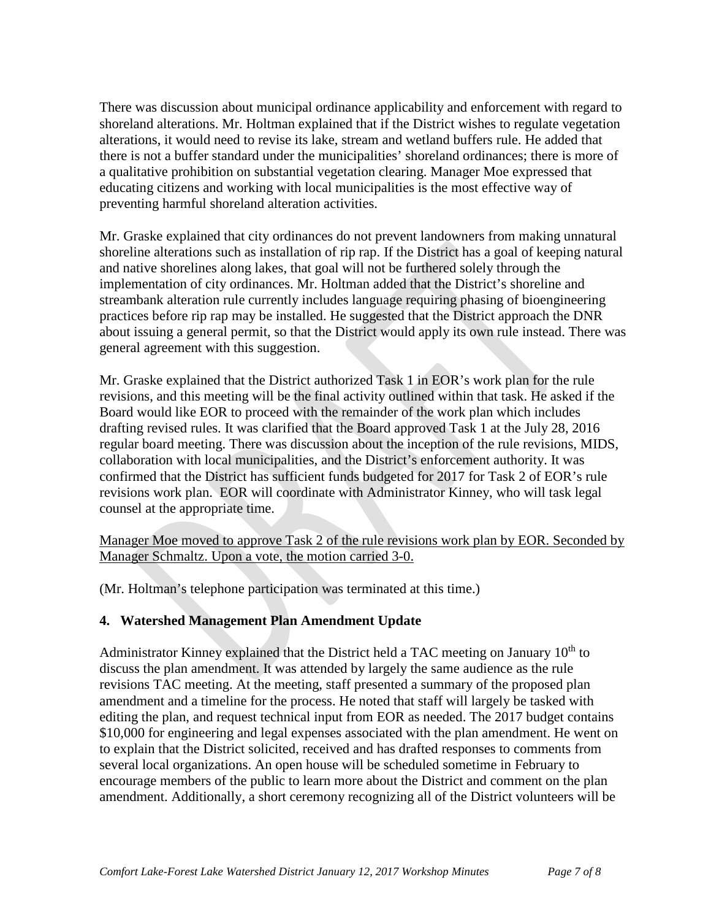There was discussion about municipal ordinance applicability and enforcement with regard to shoreland alterations. Mr. Holtman explained that if the District wishes to regulate vegetation alterations, it would need to revise its lake, stream and wetland buffers rule. He added that there is not a buffer standard under the municipalities' shoreland ordinances; there is more of a qualitative prohibition on substantial vegetation clearing. Manager Moe expressed that educating citizens and working with local municipalities is the most effective way of preventing harmful shoreland alteration activities.

Mr. Graske explained that city ordinances do not prevent landowners from making unnatural shoreline alterations such as installation of rip rap. If the District has a goal of keeping natural and native shorelines along lakes, that goal will not be furthered solely through the implementation of city ordinances. Mr. Holtman added that the District's shoreline and streambank alteration rule currently includes language requiring phasing of bioengineering practices before rip rap may be installed. He suggested that the District approach the DNR about issuing a general permit, so that the District would apply its own rule instead. There was general agreement with this suggestion.

Mr. Graske explained that the District authorized Task 1 in EOR's work plan for the rule revisions, and this meeting will be the final activity outlined within that task. He asked if the Board would like EOR to proceed with the remainder of the work plan which includes drafting revised rules. It was clarified that the Board approved Task 1 at the July 28, 2016 regular board meeting. There was discussion about the inception of the rule revisions, MIDS, collaboration with local municipalities, and the District's enforcement authority. It was confirmed that the District has sufficient funds budgeted for 2017 for Task 2 of EOR's rule revisions work plan. EOR will coordinate with Administrator Kinney, who will task legal counsel at the appropriate time.

<u>Manager Moe moved to approve Task 2 of the rule revisions work plan by EOR. Seconded by Manager Schmaltz. Upon a vote, the motion carried 3-0.</u>

(Mr. Holtman's telephone participation was terminated at this time.)

## 4. Watershed Management Plan Amendment Update

Administrator Kinney explained that the District held a TAC meeting on January 10th to discuss the plan amendment. It was attended by largely the same audience as the rule revisions TAC meeting. At the meeting, staff presented a summary of the proposed plan amendment and a timeline for the process. He noted that staff will largely be tasked with editing the plan, and request technical input from EOR as needed. The 2017 budget contains $10,000 for engineering and legal expenses associated with the plan amendment. He went on to explain that the District solicited, received and has drafted responses to comments from several local organizations. An open house will be scheduled sometime in February to encourage members of the public to learn more about the District and comment on the plan amendment. Additionally, a short ceremony recognizing all of the District volunteers will be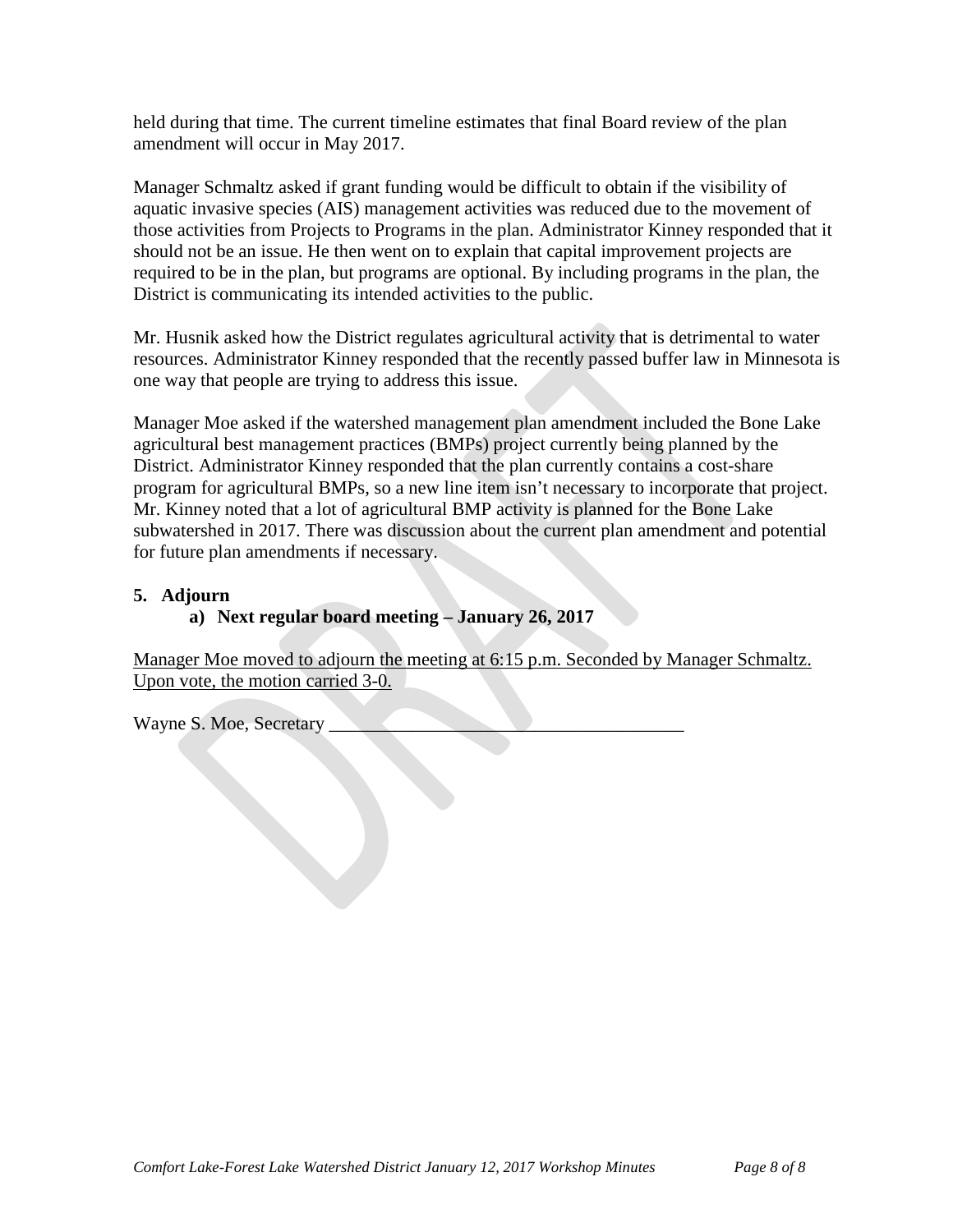held during that time. The current timeline estimates that final Board review of the plan amendment will occur in May 2017.

Manager Schmaltz asked if grant funding would be difficult to obtain if the visibility of aquatic invasive species (AIS) management activities was reduced due to the movement of those activities from Projects to Programs in the plan. Administrator Kinney responded that it should not be an issue. He then went on to explain that capital improvement projects are required to be in the plan, but programs are optional. By including programs in the plan, the District is communicating its intended activities to the public.

Mr. Husnik asked how the District regulates agricultural activity that is detrimental to water resources. Administrator Kinney responded that the recently passed buffer law in Minnesota is one way that people are trying to address this issue.

Manager Moe asked if the watershed management plan amendment included the Bone Lake agricultural best management practices (BMPs) project currently being planned by the District. Administrator Kinney responded that the plan currently contains a cost-share program for agricultural BMPs, so a new line item isn't necessary to incorporate that project. Mr. Kinney noted that a lot of agricultural BMP activity is planned for the Bone Lake subwatershed in 2017. There was discussion about the current plan amendment and potential for future plan amendments if necessary.

**5. Adjourn**

**a) Next regular board meeting – January 26, 2017**

Manager Moe moved to adjourn the meeting at 6:15 p.m. Seconded by Manager Schmaltz. Upon vote, the motion carried 3-0.

Wayne S. Moe, Secretary ______________________________________